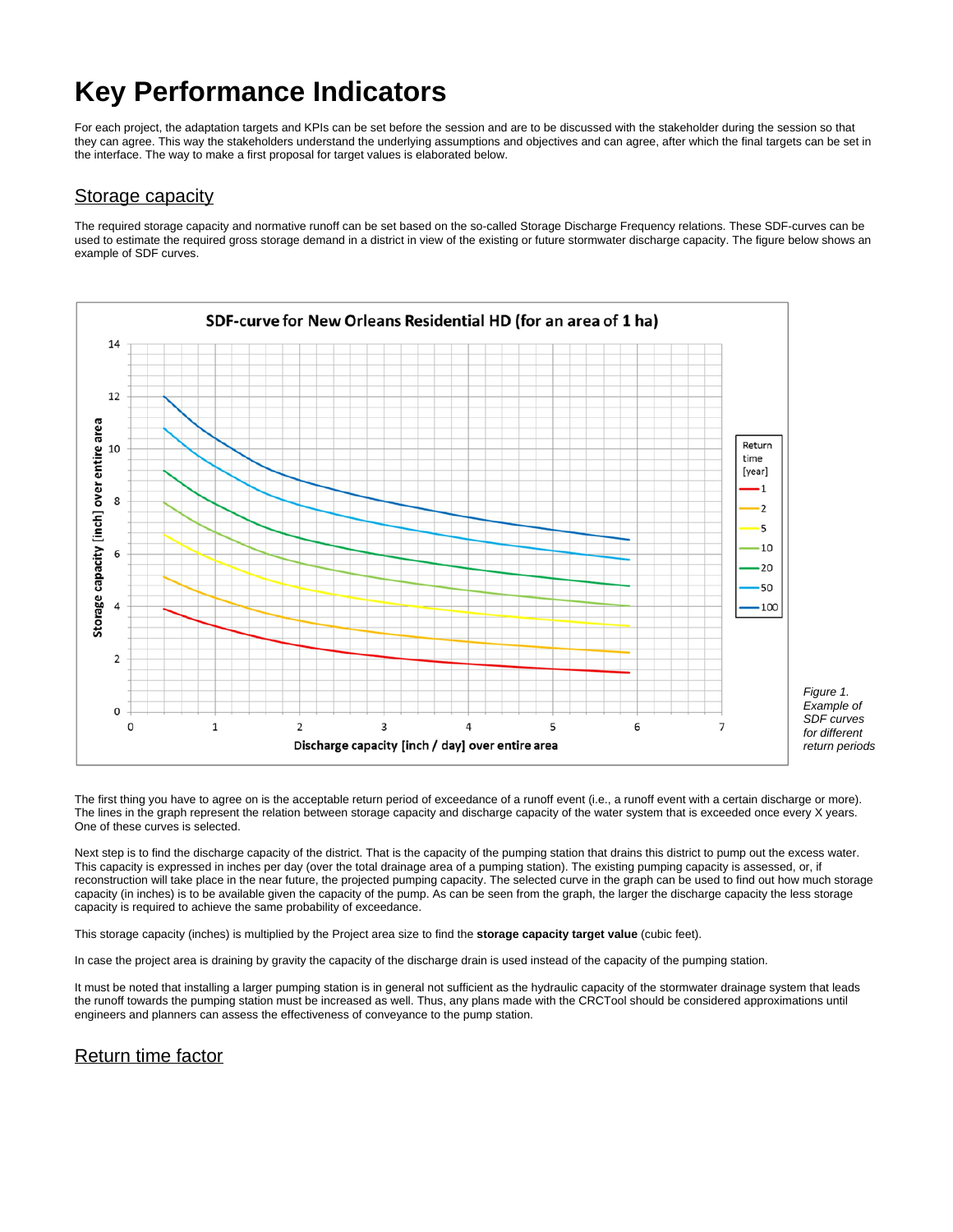# Key Performance Indicators

For each project, the adaptation targets and KPIs can be set before the session and are to be discussed with the stakeholder during the session so that they can agree. This way the stakeholders understand the underlying assumptions and objectives and can agree, after which the final targets can be set in the interface. The way to make a first proposal for target values is elaborated below.

## Storage capacity

The required storage capacity and normative runoff can be set based on the so-called Storage Discharge Frequency relations. These SDF-curves can be used to estimate the required gross storage demand in a district in view of the existing or future stormwater discharge capacity. The figure below shows an example of SDF curves.

*Figure 1. Example of SDF curves for different return periods*

The first thing you have to agree on is the acceptable return period of exceedance of a runoff event (i.e., a runoff event with a certain discharge or more). The lines in the graph represent the relation between storage capacity and discharge capacity of the water system that is exceeded once every X years. One of these curves is selected.

Next step is to find the discharge capacity of the district. That is the capacity of the pumping station that drains this district to pump out the excess water. This capacity is expressed in inches per day (over the total drainage area of a pumping station). The existing pumping capacity is assessed, or, if reconstruction will take place in the near future, the projected pumping capacity. The selected curve in the graph can be used to find out how much storage capacity (in inches) is to be available given the capacity of the pump. As can be seen from the graph, the larger the discharge capacity the less storage capacity is required to achieve the same probability of exceedance.

This storage capacity (inches) is multiplied by the Project area size to find the **storage capacity target value** (cubic feet).

In case the project area is draining by gravity the capacity of the discharge drain is used instead of the capacity of the pumping station.

It must be noted that installing a larger pumping station is in general not sufficient as the hydraulic capacity of the stormwater drainage system that leads the runoff towards the pumping station must be increased as well. Thus, any plans made with the CRCTool should be considered approximations until engineers and planners can assess the effectiveness of conveyance to the pump station.

## Return time factor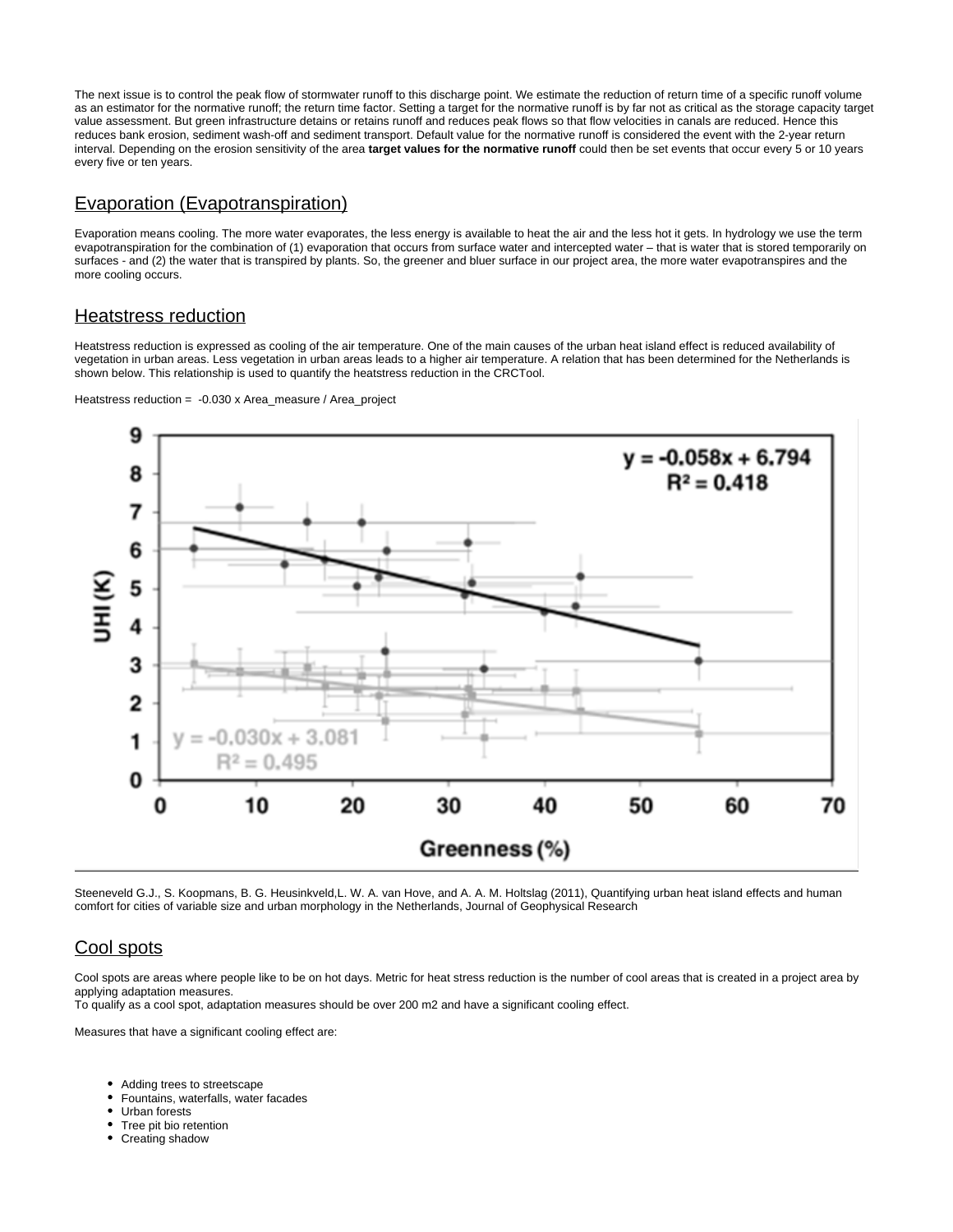The next issue is to control the peak flow of stormwater runoff to this discharge point. We estimate the reduction of return time of a specific runoff volume as an estimator for the normative runoff; the return time factor. Setting a target for the normative runoff is by far not as critical as the storage capacity target value assessment. But green infrastructure detains or retains runoff and reduces peak flows so that flow velocities in canals are reduced. Hence this reduces bank erosion, sediment wash-off and sediment transport. Default value for the normative runoff is considered the event with the 2-year return interval. Depending on the erosion sensitivity of the area **target values for the normative runoff** could then be set events that occur every 5 or 10 years every five or ten years.

## Evaporation (Evapotranspiration)

Evaporation means cooling. The more water evaporates, the less energy is available to heat the air and the less hot it gets. In hydrology we use the term evapotranspiration for the combination of (1) evaporation that occurs from surface water and intercepted water – that is water that is stored temporarily on surfaces - and (2) the water that is transpired by plants. So, the greener and bluer surface in our project area, the more water evapotranspires and the more cooling occurs.

## Heatstress reduction

Heatstress reduction is expressed as cooling of the air temperature. One of the main causes of the urban heat island effect is reduced availability of vegetation in urban areas. Less vegetation in urban areas leads to a higher air temperature. A relation that has been determined for the Netherlands is shown below. This relationship is used to quantify the heatstress reduction in the CRCTool.

Heatstress reduction = -0.030 x Area_measure / Area_project

Steeneveld G.J., S. Koopmans, B. G. Heusinkveld,L. W. A. van Hove, and A. A. M. Holtslag (2011), Quantifying urban heat island effects and human comfort for cities of variable size and urban morphology in the Netherlands, Journal of Geophysical Research

## Cool spots

Cool spots are areas where people like to be on hot days. Metric for heat stress reduction is the number of cool areas that is created in a project area by applying adaptation measures.
To qualify as a cool spot, adaptation measures should be over 200 m2 and have a significant cooling effect.

Measures that have a significant cooling effect are:

- Adding trees to streetscape
- Fountains, waterfalls, water facades
- Urban forests
- Tree pit bio retention
- Creating shadow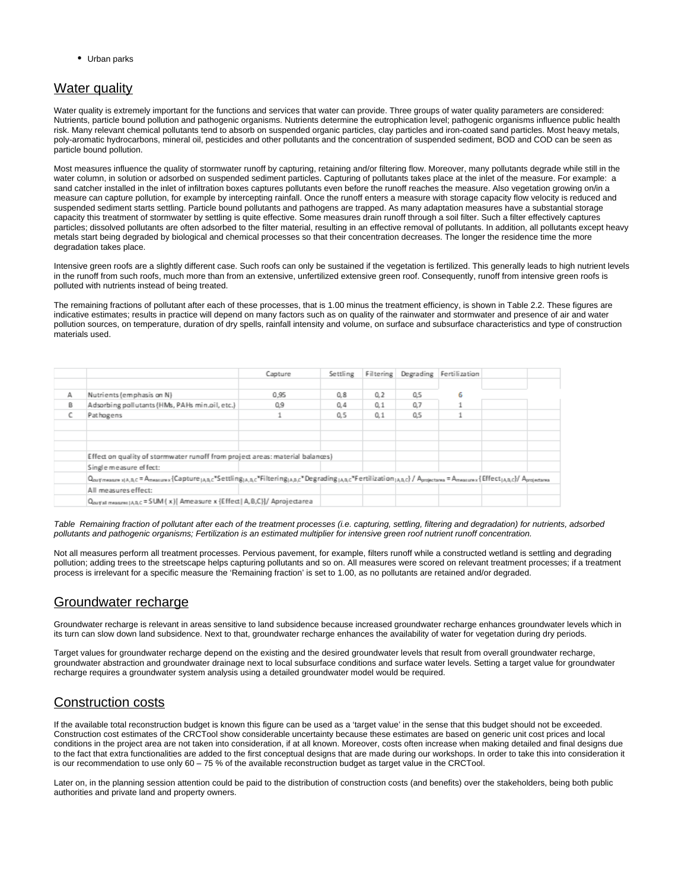- Urban parks

## Water quality

Water quality is extremely important for the functions and services that water can provide. Three groups of water quality parameters are considered: Nutrients, particle bound pollution and pathogenic organisms. Nutrients determine the eutrophication level; pathogenic organisms influence public health risk. Many relevant chemical pollutants tend to absorb on suspended organic particles, clay particles and iron-coated sand particles. Most heavy metals, poly-aromatic hydrocarbons, mineral oil, pesticides and other pollutants and the concentration of suspended sediment, BOD and COD can be seen as particle bound pollution.

Most measures influence the quality of stormwater runoff by capturing, retaining and/or filtering flow. Moreover, many pollutants degrade while still in the water column, in solution or adsorbed on suspended sediment particles. Capturing of pollutants takes place at the inlet of the measure. For example: a sand catcher installed in the inlet of infiltration boxes captures pollutants even before the runoff reaches the measure. Also vegetation growing on/in a measure can capture pollution, for example by intercepting rainfall. Once the runoff enters a measure with storage capacity flow velocity is reduced and suspended sediment starts settling. Particle bound pollutants and pathogens are trapped. As many adaptation measures have a substantial storage capacity this treatment of stormwater by settling is quite effective. Some measures drain runoff through a soil filter. Such a filter effectively captures particles; dissolved pollutants are often adsorbed to the filter material, resulting in an effective removal of pollutants. In addition, all pollutants except heavy metals start being degraded by biological and chemical processes so that their concentration decreases. The longer the residence time the more degradation takes place.

Intensive green roofs are a slightly different case. Such roofs can only be sustained if the vegetation is fertilized. This generally leads to high nutrient levels in the runoff from such roofs, much more than from an extensive, unfertilized extensive green roof. Consequently, runoff from intensive green roofs is polluted with nutrients instead of being treated.

The remaining fractions of pollutant after each of these processes, that is 1.00 minus the treatment efficiency, is shown in Table 2.2. These figures are indicative estimates; results in practice will depend on many factors such as on quality of the rainwater and stormwater and presence of air and water pollution sources, on temperature, duration of dry spells, rainfall intensity and volume, on surface and subsurface characteristics and type of construction materials used.

| | | Capture | Settling | Filtering | Degrading | Fertilization |
|---|---|---|---|---|---|---|
| A | Nutrients (emphasis on N) | 0,95 | 0,8 | 0,2 | 0,5 | 6 |
| B | Adsorbing pollutants (HMs, PAHs min.oil, etc.) | 0,9 | 0,4 | 0,1 | 0,7 | 1 |
| C | Pathogens | 1 | 0,5 | 0,1 | 0,5 | 1 |

Effect on quality of stormwater runoff from project areas: material balances)

Single measure effect:

$Q_{out measure\ x|A,B,C} = A_{measure\ x}\{Capture_{|A,B,C}*Settling_{|A,B,C}*Filtering_{|A,B,C}*Degrading_{|A,B,C}*Fertilization_{|A,B,C}\} / A_{projectarea} = A_{measure\ x}\{Effect_{|A,B,C}\} / A_{projectarea}$

All measures effect:

$Q_{out all\ measures|A,B,C} = SUM(x)[\ Ameasure\ x\ \{Effect|\ A,B,C\}] / Aprojectarea$

*Table Remaining fraction of pollutant after each of the treatment processes (i.e. capturing, settling, filtering and degradation) for nutrients, adsorbed pollutants and pathogenic organisms; Fertilization is an estimated multiplier for intensive green roof nutrient runoff concentration.*

Not all measures perform all treatment processes. Pervious pavement, for example, filters runoff while a constructed wetland is settling and degrading pollution; adding trees to the streetscape helps capturing pollutants and so on. All measures were scored on relevant treatment processes; if a treatment process is irrelevant for a specific measure the 'Remaining fraction' is set to 1.00, as no pollutants are retained and/or degraded.

## Groundwater recharge

Groundwater recharge is relevant in areas sensitive to land subsidence because increased groundwater recharge enhances groundwater levels which in its turn can slow down land subsidence. Next to that, groundwater recharge enhances the availability of water for vegetation during dry periods.

Target values for groundwater recharge depend on the existing and the desired groundwater levels that result from overall groundwater recharge, groundwater abstraction and groundwater drainage next to local subsurface conditions and surface water levels. Setting a target value for groundwater recharge requires a groundwater system analysis using a detailed groundwater model would be required.

## Construction costs

If the available total reconstruction budget is known this figure can be used as a 'target value' in the sense that this budget should not be exceeded. Construction cost estimates of the CRCTool show considerable uncertainty because these estimates are based on generic unit cost prices and local conditions in the project area are not taken into consideration, if at all known. Moreover, costs often increase when making detailed and final designs due to the fact that extra functionalities are added to the first conceptual designs that are made during our workshops. In order to take this into consideration it is our recommendation to use only 60 – 75 % of the available reconstruction budget as target value in the CRCTool.

Later on, in the planning session attention could be paid to the distribution of construction costs (and benefits) over the stakeholders, being both public authorities and private land and property owners.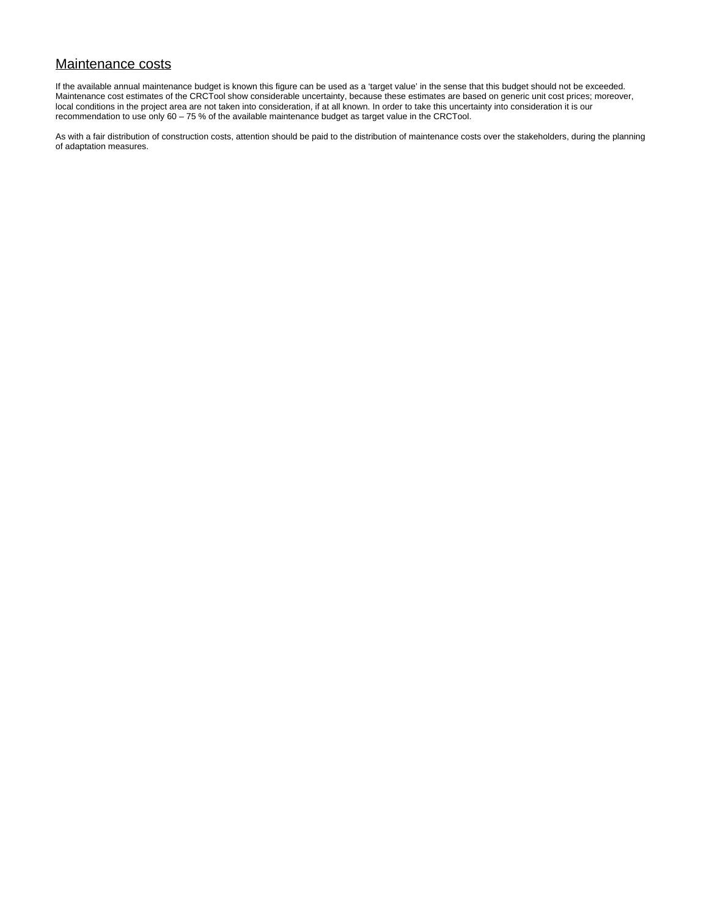## Maintenance costs

If the available annual maintenance budget is known this figure can be used as a 'target value' in the sense that this budget should not be exceeded. Maintenance cost estimates of the CRCTool show considerable uncertainty, because these estimates are based on generic unit cost prices; moreover, local conditions in the project area are not taken into consideration, if at all known. In order to take this uncertainty into consideration it is our recommendation to use only 60 – 75 % of the available maintenance budget as target value in the CRCTool.

As with a fair distribution of construction costs, attention should be paid to the distribution of maintenance costs over the stakeholders, during the planning of adaptation measures.